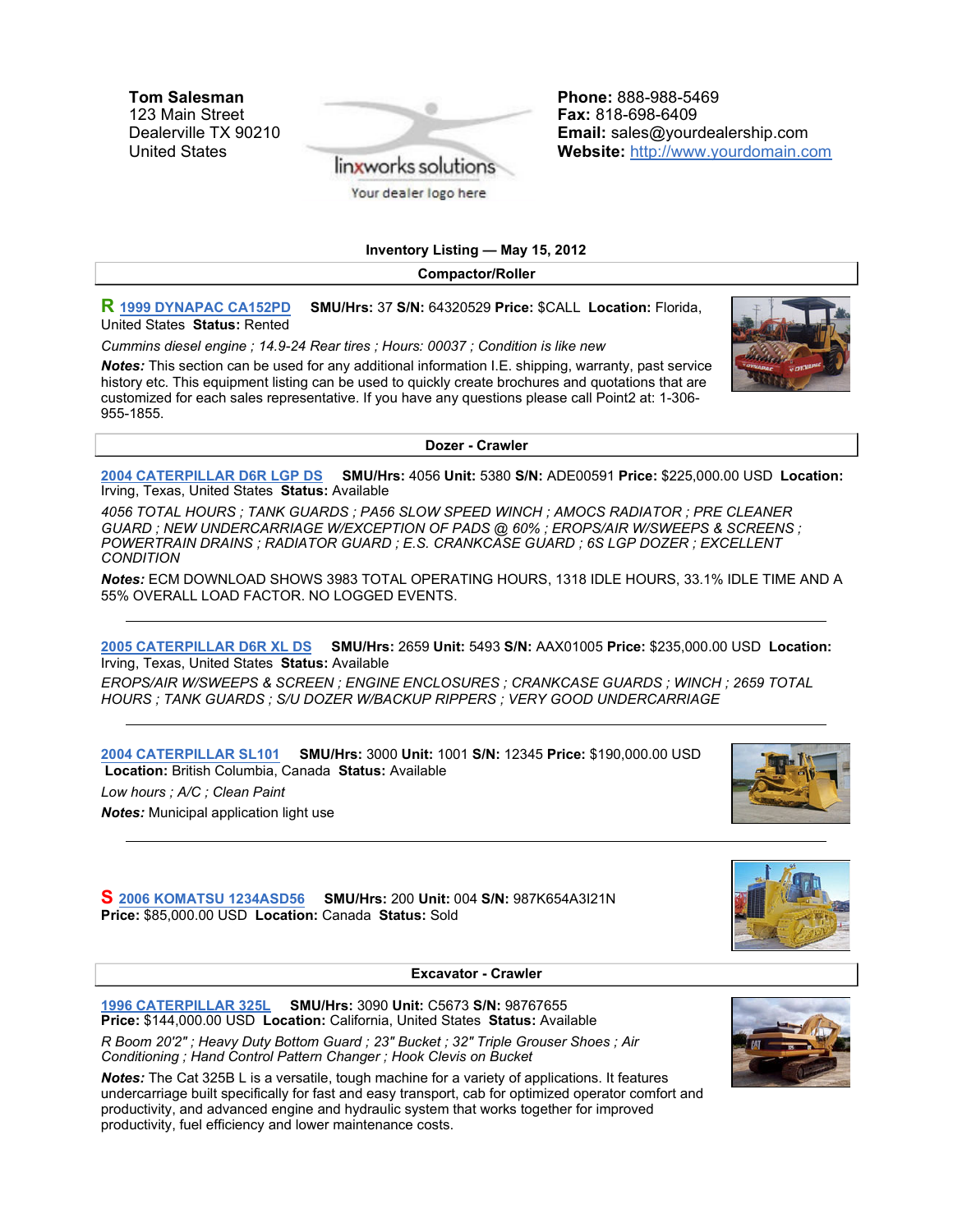**Tom Salesman**
123 Main Street
Dealerville TX 90210
United States

linxworks solutions
Your dealer logo here

**Phone:** 888-988-5469
**Fax:** 818-698-6409
**Email:** sales@yourdealership.com
**Website:** http://www.yourdomain.com

## Inventory Listing — May 15, 2012

### Compactor/Roller

**R** [1999 DYNAPAC CA152PD](#) **SMU/Hrs:** 37 **S/N:** 64320529 **Price:** $CALL **Location:** Florida, United States **Status:** Rented

*Cummins diesel engine ; 14.9-24 Rear tires ; Hours: 00037 ; Condition is like new*

***Notes:*** This section can be used for any additional information I.E. shipping, warranty, past service history etc. This equipment listing can be used to quickly create brochures and quotations that are customized for each sales representative. If you have any questions please call Point2 at: 1-306-955-1855.

### Dozer - Crawler

[2004 CATERPILLAR D6R LGP DS](#) **SMU/Hrs:** 4056 **Unit:** 5380 **S/N:** ADE00591 **Price:** $225,000.00 USD **Location:** Irving, Texas, United States **Status:** Available

*4056 TOTAL HOURS ; TANK GUARDS ; PA56 SLOW SPEED WINCH ; AMOCS RADIATOR ; PRE CLEANER GUARD ; NEW UNDERCARRIAGE W/EXCEPTION OF PADS @ 60% ; EROPS/AIR W/SWEEPS & SCREENS ; POWERTRAIN DRAINS ; RADIATOR GUARD ; E.S. CRANKCASE GUARD ; 6S LGP DOZER ; EXCELLENT CONDITION*

***Notes:*** ECM DOWNLOAD SHOWS 3983 TOTAL OPERATING HOURS, 1318 IDLE HOURS, 33.1% IDLE TIME AND A 55% OVERALL LOAD FACTOR. NO LOGGED EVENTS.

---

[2005 CATERPILLAR D6R XL DS](#) **SMU/Hrs:** 2659 **Unit:** 5493 **S/N:** AAX01005 **Price:** $235,000.00 USD **Location:** Irving, Texas, United States **Status:** Available

*EROPS/AIR W/SWEEPS & SCREEN ; ENGINE ENCLOSURES ; CRANKCASE GUARDS ; WINCH ; 2659 TOTAL HOURS ; TANK GUARDS ; S/U DOZER W/BACKUP RIPPERS ; VERY GOOD UNDERCARRIAGE*

---

[2004 CATERPILLAR SL101](#) **SMU/Hrs:** 3000 **Unit:** 1001 **S/N:** 12345 **Price:** $190,000.00 USD **Location:** British Columbia, Canada **Status:** Available

*Low hours ; A/C ; Clean Paint*

***Notes:*** Municipal application light use

---

**S** [2006 KOMATSU 1234ASD56](#) **SMU/Hrs:** 200 **Unit:** 004 **S/N:** 987K654A3I21N **Price:** $85,000.00 USD **Location:** Canada **Status:** Sold

### Excavator - Crawler

[1996 CATERPILLAR 325L](#) **SMU/Hrs:** 3090 **Unit:** C5673 **S/N:** 98767655 **Price:** $144,000.00 USD **Location:** California, United States **Status:** Available

*R Boom 20'2" ; Heavy Duty Bottom Guard ; 23" Bucket ; 32" Triple Grouser Shoes ; Air Conditioning ; Hand Control Pattern Changer ; Hook Clevis on Bucket*

***Notes:*** The Cat 325B L is a versatile, tough machine for a variety of applications. It features undercarriage built specifically for fast and easy transport, cab for optimized operator comfort and productivity, and advanced engine and hydraulic system that works together for improved productivity, fuel efficiency and lower maintenance costs.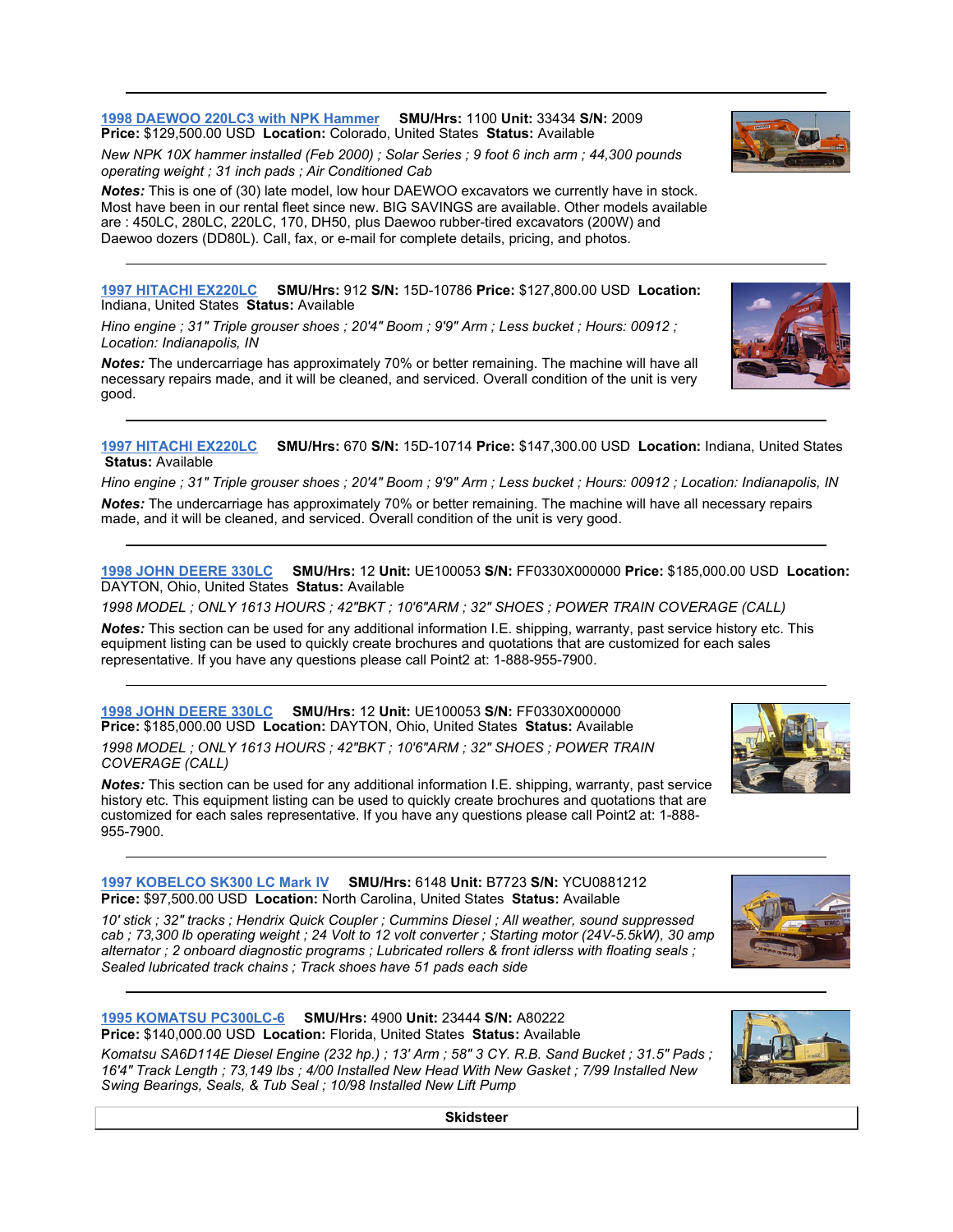---

**1998 DAEWOO 220LC3 with NPK Hammer** **SMU/Hrs:** 1100 **Unit:** 33434 **S/N:** 2009
**Price:** $129,500.00 USD **Location:** Colorado, United States **Status:** Available

*New NPK 10X hammer installed (Feb 2000) ; Solar Series ; 9 foot 6 inch arm ; 44,300 pounds operating weight ; 31 inch pads ; Air Conditioned Cab*

***Notes:*** This is one of (30) late model, low hour DAEWOO excavators we currently have in stock. Most have been in our rental fleet since new. BIG SAVINGS are available. Other models available are : 450LC, 280LC, 220LC, 170, DH50, plus Daewoo rubber-tired excavators (200W) and Daewoo dozers (DD80L). Call, fax, or e-mail for complete details, pricing, and photos.

---

**1997 HITACHI EX220LC** **SMU/Hrs:** 912 **S/N:** 15D-10786 **Price:** $127,800.00 USD **Location:** Indiana, United States **Status:** Available

*Hino engine ; 31" Triple grouser shoes ; 20'4" Boom ; 9'9" Arm ; Less bucket ; Hours: 00912 ; Location: Indianapolis, IN*

***Notes:*** The undercarriage has approximately 70% or better remaining. The machine will have all necessary repairs made, and it will be cleaned, and serviced. Overall condition of the unit is very good.

---

**1997 HITACHI EX220LC** **SMU/Hrs:** 670 **S/N:** 15D-10714 **Price:** $147,300.00 USD **Location:** Indiana, United States **Status:** Available

*Hino engine ; 31" Triple grouser shoes ; 20'4" Boom ; 9'9" Arm ; Less bucket ; Hours: 00912 ; Location: Indianapolis, IN*

***Notes:*** The undercarriage has approximately 70% or better remaining. The machine will have all necessary repairs made, and it will be cleaned, and serviced. Overall condition of the unit is very good.

---

**1998 JOHN DEERE 330LC** **SMU/Hrs:** 12 **Unit:** UE100053 **S/N:** FF0330X000000 **Price:** $185,000.00 USD **Location:** DAYTON, Ohio, United States **Status:** Available

*1998 MODEL ; ONLY 1613 HOURS ; 42"BKT ; 10'6"ARM ; 32" SHOES ; POWER TRAIN COVERAGE (CALL)*

***Notes:*** This section can be used for any additional information I.E. shipping, warranty, past service history etc. This equipment listing can be used to quickly create brochures and quotations that are customized for each sales representative. If you have any questions please call Point2 at: 1-888-955-7900.

---

**1998 JOHN DEERE 330LC** **SMU/Hrs:** 12 **Unit:** UE100053 **S/N:** FF0330X000000
**Price:** $185,000.00 USD **Location:** DAYTON, Ohio, United States **Status:** Available

*1998 MODEL ; ONLY 1613 HOURS ; 42"BKT ; 10'6"ARM ; 32" SHOES ; POWER TRAIN COVERAGE (CALL)*

***Notes:*** This section can be used for any additional information I.E. shipping, warranty, past service history etc. This equipment listing can be used to quickly create brochures and quotations that are customized for each sales representative. If you have any questions please call Point2 at: 1-888-955-7900.

---

**1997 KOBELCO SK300 LC Mark IV** **SMU/Hrs:** 6148 **Unit:** B7723 **S/N:** YCU0881212
**Price:** $97,500.00 USD **Location:** North Carolina, United States **Status:** Available

*10' stick ; 32" tracks ; Hendrix Quick Coupler ; Cummins Diesel ; All weather, sound suppressed cab ; 73,300 lb operating weight ; 24 Volt to 12 volt converter ; Starting motor (24V-5.5kW), 30 amp alternator ; 2 onboard diagnostic programs ; Lubricated rollers & front idlerss with floating seals ; Sealed lubricated track chains ; Track shoes have 51 pads each side*

---

**1995 KOMATSU PC300LC-6** **SMU/Hrs:** 4900 **Unit:** 23444 **S/N:** A80222
**Price:** $140,000.00 USD **Location:** Florida, United States **Status:** Available

*Komatsu SA6D114E Diesel Engine (232 hp.) ; 13' Arm ; 58" 3 CY. R.B. Sand Bucket ; 31.5" Pads ; 16'4" Track Length ; 73,149 lbs ; 4/00 Installed New Head With New Gasket ; 7/99 Installed New Swing Bearings, Seals, & Tub Seal ; 10/98 Installed New Lift Pump*

## Skidsteer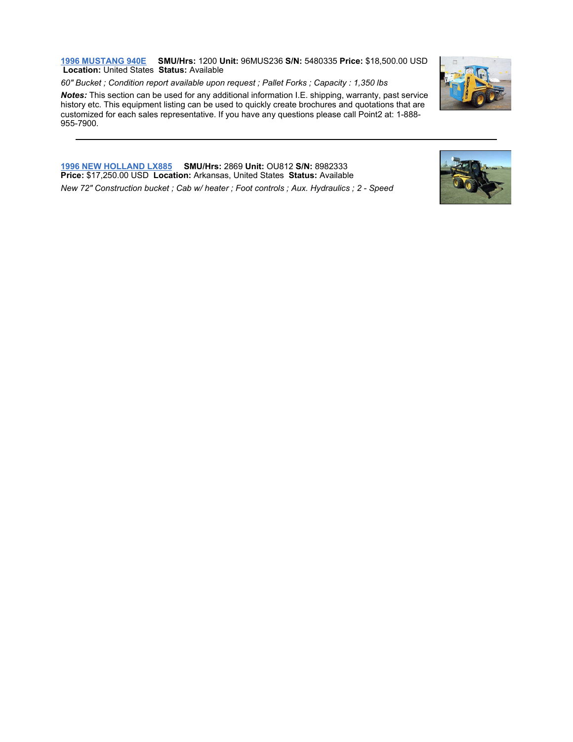**1996 MUSTANG 940E** **SMU/Hrs:** 1200 **Unit:** 96MUS236 **S/N:** 5480335 **Price:** $18,500.00 USD **Location:** United States **Status:** Available

*60" Bucket ; Condition report available upon request ; Pallet Forks ; Capacity : 1,350 lbs*

***Notes:*** This section can be used for any additional information I.E. shipping, warranty, past service history etc. This equipment listing can be used to quickly create brochures and quotations that are customized for each sales representative. If you have any questions please call Point2 at: 1-888-955-7900.

---

**1996 NEW HOLLAND LX885** **SMU/Hrs:** 2869 **Unit:** OU812 **S/N:** 8982333 **Price:** $17,250.00 USD **Location:** Arkansas, United States **Status:** Available

*New 72" Construction bucket ; Cab w/ heater ; Foot controls ; Aux. Hydraulics ; 2 - Speed*